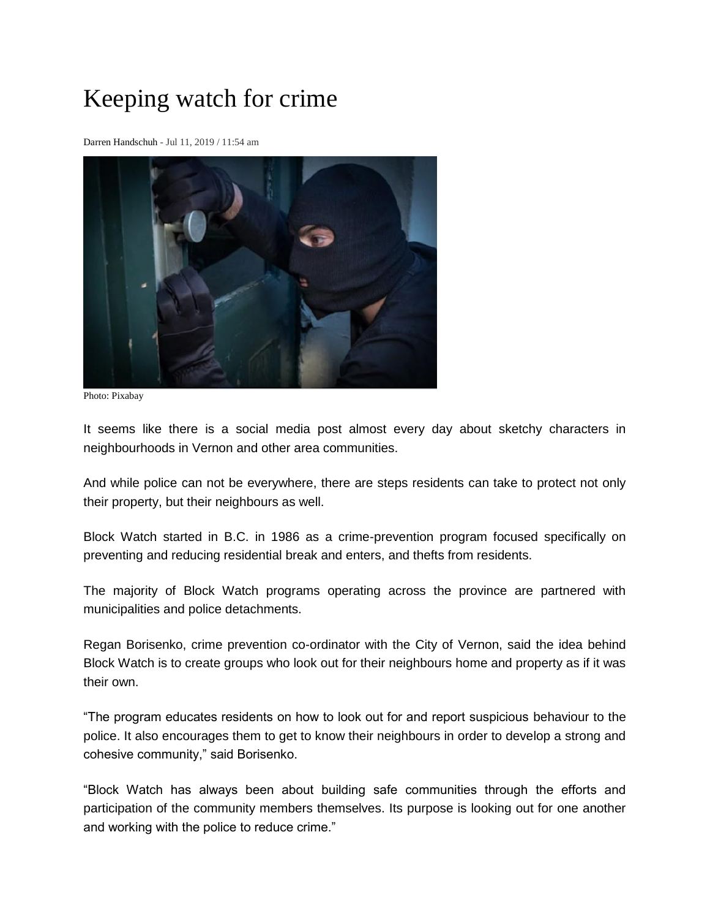# Keeping watch for crime

Darren Handschuh - Jul 11, 2019 / 11:54 am

Photo: Pixabay

It seems like there is a social media post almost every day about sketchy characters in neighbourhoods in Vernon and other area communities.

And while police can not be everywhere, there are steps residents can take to protect not only their property, but their neighbours as well.

Block Watch started in B.C. in 1986 as a crime-prevention program focused specifically on preventing and reducing residential break and enters, and thefts from residents.

The majority of Block Watch programs operating across the province are partnered with municipalities and police detachments.

Regan Borisenko, crime prevention co-ordinator with the City of Vernon, said the idea behind Block Watch is to create groups who look out for their neighbours home and property as if it was their own.

"The program educates residents on how to look out for and report suspicious behaviour to the police. It also encourages them to get to know their neighbours in order to develop a strong and cohesive community," said Borisenko.

"Block Watch has always been about building safe communities through the efforts and participation of the community members themselves. Its purpose is looking out for one another and working with the police to reduce crime."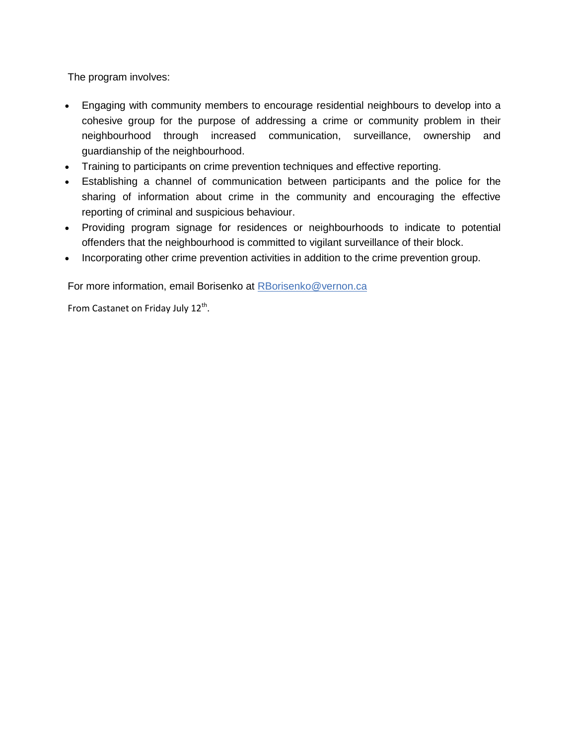The program involves:

- Engaging with community members to encourage residential neighbours to develop into a cohesive group for the purpose of addressing a crime or community problem in their neighbourhood through increased communication, surveillance, ownership and guardianship of the neighbourhood.
- Training to participants on crime prevention techniques and effective reporting.
- Establishing a channel of communication between participants and the police for the sharing of information about crime in the community and encouraging the effective reporting of criminal and suspicious behaviour.
- Providing program signage for residences or neighbourhoods to indicate to potential offenders that the neighbourhood is committed to vigilant surveillance of their block.
- Incorporating other crime prevention activities in addition to the crime prevention group.

For more information, email Borisenko at [RBorisenko@vernon.ca](mailto:RBorisenko@vernon.ca)

From Castanet on Friday July 12th.